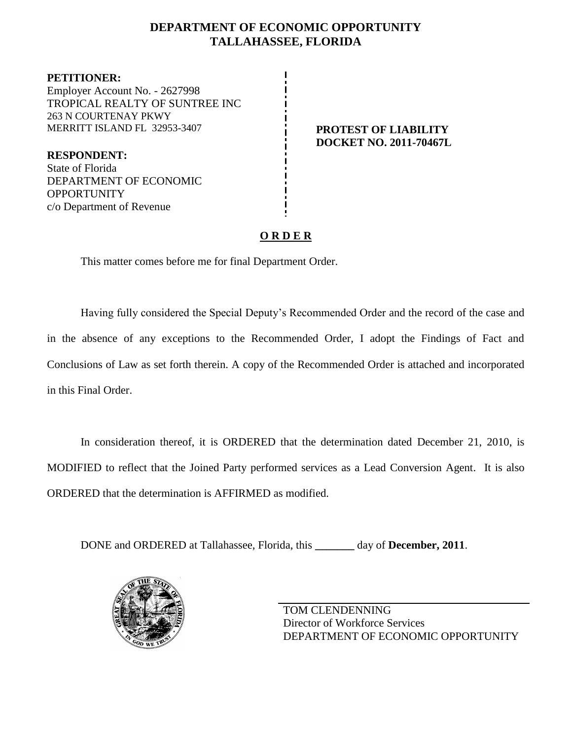# DEPARTMENT OF ECONOMIC OPPORTUNITY
# TALLAHASSEE, FLORIDA

**PETITIONER:**
Employer Account No. - 2627998
TROPICAL REALTY OF SUNTREE INC
263 N COURTENAY PKWY
MERRITT ISLAND FL 32953-3407

**RESPONDENT:**
State of Florida
DEPARTMENT OF ECONOMIC OPPORTUNITY
c/o Department of Revenue

**PROTEST OF LIABILITY**
**DOCKET NO. 2011-70467L**

## O R D E R

This matter comes before me for final Department Order.

Having fully considered the Special Deputy's Recommended Order and the record of the case and in the absence of any exceptions to the Recommended Order, I adopt the Findings of Fact and Conclusions of Law as set forth therein. A copy of the Recommended Order is attached and incorporated in this Final Order.

In consideration thereof, it is ORDERED that the determination dated December 21, 2010, is MODIFIED to reflect that the Joined Party performed services as a Lead Conversion Agent. It is also ORDERED that the determination is AFFIRMED as modified.

DONE and ORDERED at Tallahassee, Florida, this _______ day of **December, 2011**.

TOM CLENDENNING
Director of Workforce Services
DEPARTMENT OF ECONOMIC OPPORTUNITY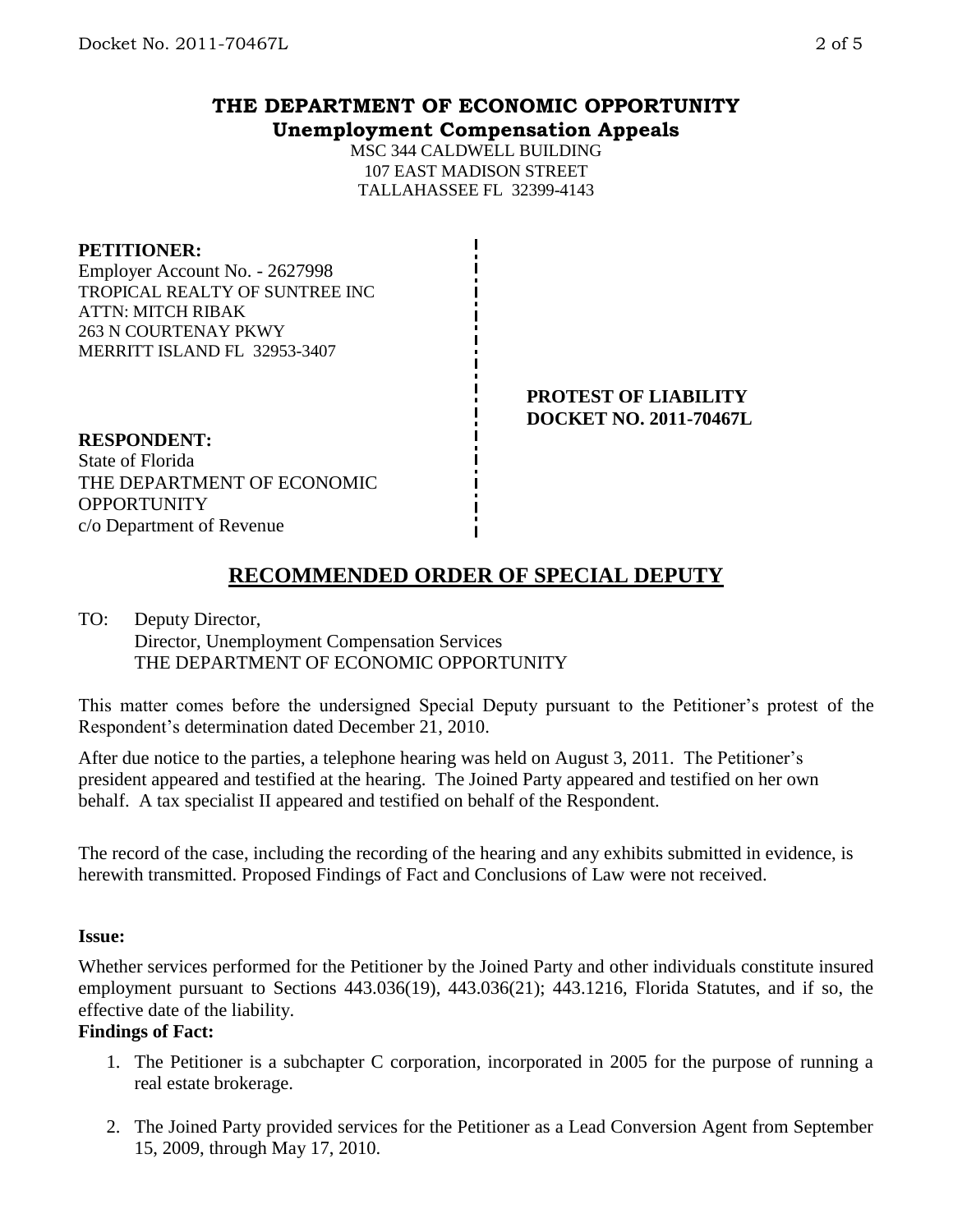## THE DEPARTMENT OF ECONOMIC OPPORTUNITY
### Unemployment Compensation Appeals

MSC 344 CALDWELL BUILDING
107 EAST MADISON STREET
TALLAHASSEE FL 32399-4143

**PETITIONER:**
Employer Account No. - 2627998
TROPICAL REALTY OF SUNTREE INC
ATTN: MITCH RIBAK
263 N COURTENAY PKWY
MERRITT ISLAND FL 32953-3407

**PROTEST OF LIABILITY**
**DOCKET NO. 2011-70467L**

**RESPONDENT:**
State of Florida
THE DEPARTMENT OF ECONOMIC OPPORTUNITY
c/o Department of Revenue

## RECOMMENDED ORDER OF SPECIAL DEPUTY

TO: Deputy Director,
Director, Unemployment Compensation Services
THE DEPARTMENT OF ECONOMIC OPPORTUNITY

This matter comes before the undersigned Special Deputy pursuant to the Petitioner's protest of the Respondent's determination dated December 21, 2010.

After due notice to the parties, a telephone hearing was held on August 3, 2011. The Petitioner's president appeared and testified at the hearing. The Joined Party appeared and testified on her own behalf. A tax specialist II appeared and testified on behalf of the Respondent.

The record of the case, including the recording of the hearing and any exhibits submitted in evidence, is herewith transmitted. Proposed Findings of Fact and Conclusions of Law were not received.

**Issue:**

Whether services performed for the Petitioner by the Joined Party and other individuals constitute insured employment pursuant to Sections 443.036(19), 443.036(21); 443.1216, Florida Statutes, and if so, the effective date of the liability.

**Findings of Fact:**

1. The Petitioner is a subchapter C corporation, incorporated in 2005 for the purpose of running a real estate brokerage.
2. The Joined Party provided services for the Petitioner as a Lead Conversion Agent from September 15, 2009, through May 17, 2010.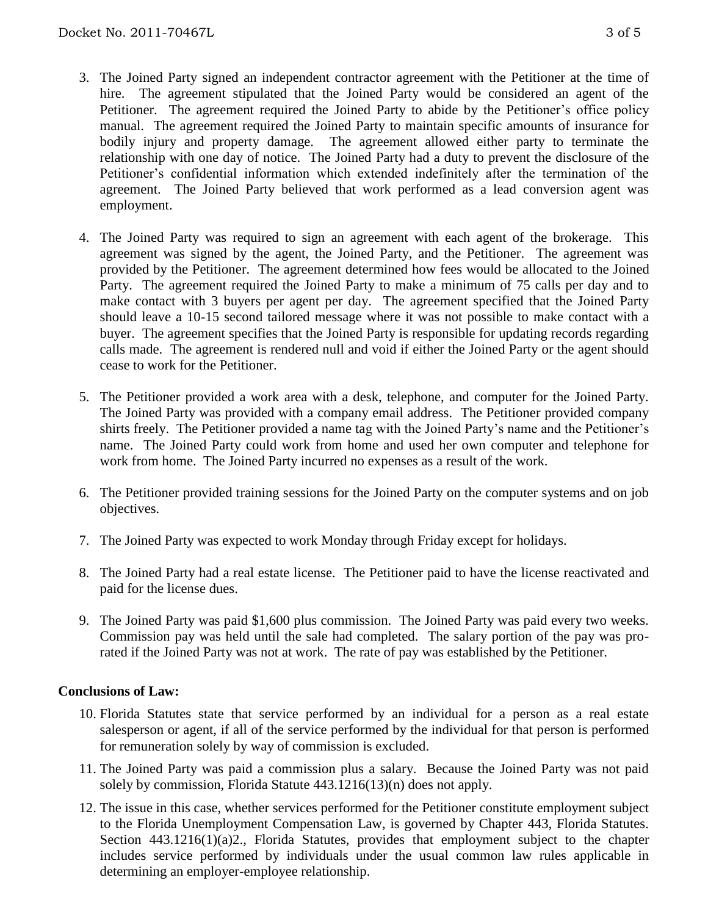3. The Joined Party signed an independent contractor agreement with the Petitioner at the time of hire. The agreement stipulated that the Joined Party would be considered an agent of the Petitioner. The agreement required the Joined Party to abide by the Petitioner's office policy manual. The agreement required the Joined Party to maintain specific amounts of insurance for bodily injury and property damage. The agreement allowed either party to terminate the relationship with one day of notice. The Joined Party had a duty to prevent the disclosure of the Petitioner's confidential information which extended indefinitely after the termination of the agreement. The Joined Party believed that work performed as a lead conversion agent was employment.

4. The Joined Party was required to sign an agreement with each agent of the brokerage. This agreement was signed by the agent, the Joined Party, and the Petitioner. The agreement was provided by the Petitioner. The agreement determined how fees would be allocated to the Joined Party. The agreement required the Joined Party to make a minimum of 75 calls per day and to make contact with 3 buyers per agent per day. The agreement specified that the Joined Party should leave a 10-15 second tailored message where it was not possible to make contact with a buyer. The agreement specifies that the Joined Party is responsible for updating records regarding calls made. The agreement is rendered null and void if either the Joined Party or the agent should cease to work for the Petitioner.

5. The Petitioner provided a work area with a desk, telephone, and computer for the Joined Party. The Joined Party was provided with a company email address. The Petitioner provided company shirts freely. The Petitioner provided a name tag with the Joined Party's name and the Petitioner's name. The Joined Party could work from home and used her own computer and telephone for work from home. The Joined Party incurred no expenses as a result of the work.

6. The Petitioner provided training sessions for the Joined Party on the computer systems and on job objectives.

7. The Joined Party was expected to work Monday through Friday except for holidays.

8. The Joined Party had a real estate license. The Petitioner paid to have the license reactivated and paid for the license dues.

9. The Joined Party was paid $1,600 plus commission. The Joined Party was paid every two weeks. Commission pay was held until the sale had completed. The salary portion of the pay was pro-rated if the Joined Party was not at work. The rate of pay was established by the Petitioner.

## Conclusions of Law:

10. Florida Statutes state that service performed by an individual for a person as a real estate salesperson or agent, if all of the service performed by the individual for that person is performed for remuneration solely by way of commission is excluded.

11. The Joined Party was paid a commission plus a salary. Because the Joined Party was not paid solely by commission, Florida Statute 443.1216(13)(n) does not apply.

12. The issue in this case, whether services performed for the Petitioner constitute employment subject to the Florida Unemployment Compensation Law, is governed by Chapter 443, Florida Statutes. Section 443.1216(1)(a)2., Florida Statutes, provides that employment subject to the chapter includes service performed by individuals under the usual common law rules applicable in determining an employer-employee relationship.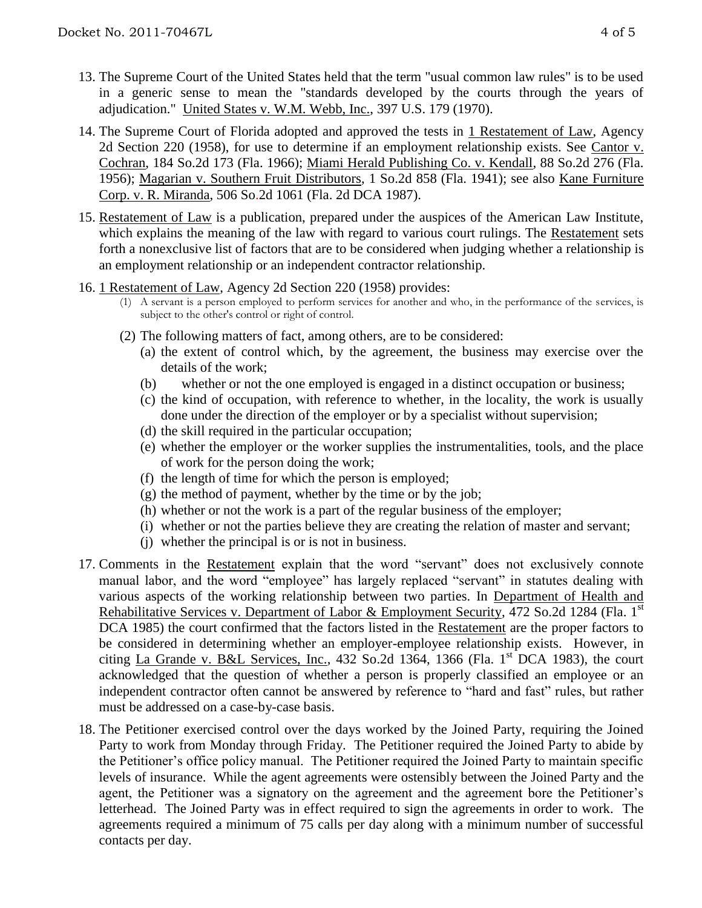13. The Supreme Court of the United States held that the term "usual common law rules" is to be used in a generic sense to mean the "standards developed by the courts through the years of adjudication." United States v. W.M. Webb, Inc., 397 U.S. 179 (1970).

14. The Supreme Court of Florida adopted and approved the tests in 1 Restatement of Law, Agency 2d Section 220 (1958), for use to determine if an employment relationship exists. See Cantor v. Cochran, 184 So.2d 173 (Fla. 1966); Miami Herald Publishing Co. v. Kendall, 88 So.2d 276 (Fla. 1956); Magarian v. Southern Fruit Distributors, 1 So.2d 858 (Fla. 1941); see also Kane Furniture Corp. v. R. Miranda, 506 So.2d 1061 (Fla. 2d DCA 1987).

15. Restatement of Law is a publication, prepared under the auspices of the American Law Institute, which explains the meaning of the law with regard to various court rulings. The Restatement sets forth a nonexclusive list of factors that are to be considered when judging whether a relationship is an employment relationship or an independent contractor relationship.

16. 1 Restatement of Law, Agency 2d Section 220 (1958) provides:
    (1) A servant is a person employed to perform services for another and who, in the performance of the services, is subject to the other's control or right of control.
    (2) The following matters of fact, among others, are to be considered:
        (a) the extent of control which, by the agreement, the business may exercise over the details of the work;
        (b) whether or not the one employed is engaged in a distinct occupation or business;
        (c) the kind of occupation, with reference to whether, in the locality, the work is usually done under the direction of the employer or by a specialist without supervision;
        (d) the skill required in the particular occupation;
        (e) whether the employer or the worker supplies the instrumentalities, tools, and the place of work for the person doing the work;
        (f) the length of time for which the person is employed;
        (g) the method of payment, whether by the time or by the job;
        (h) whether or not the work is a part of the regular business of the employer;
        (i) whether or not the parties believe they are creating the relation of master and servant;
        (j) whether the principal is or is not in business.

17. Comments in the Restatement explain that the word "servant" does not exclusively connote manual labor, and the word "employee" has largely replaced "servant" in statutes dealing with various aspects of the working relationship between two parties. In Department of Health and Rehabilitative Services v. Department of Labor & Employment Security, 472 So.2d 1284 (Fla. 1st DCA 1985) the court confirmed that the factors listed in the Restatement are the proper factors to be considered in determining whether an employer-employee relationship exists. However, in citing La Grande v. B&L Services, Inc., 432 So.2d 1364, 1366 (Fla. 1st DCA 1983), the court acknowledged that the question of whether a person is properly classified an employee or an independent contractor often cannot be answered by reference to "hard and fast" rules, but rather must be addressed on a case-by-case basis.

18. The Petitioner exercised control over the days worked by the Joined Party, requiring the Joined Party to work from Monday through Friday. The Petitioner required the Joined Party to abide by the Petitioner's office policy manual. The Petitioner required the Joined Party to maintain specific levels of insurance. While the agent agreements were ostensibly between the Joined Party and the agent, the Petitioner was a signatory on the agreement and the agreement bore the Petitioner's letterhead. The Joined Party was in effect required to sign the agreements in order to work. The agreements required a minimum of 75 calls per day along with a minimum number of successful contacts per day.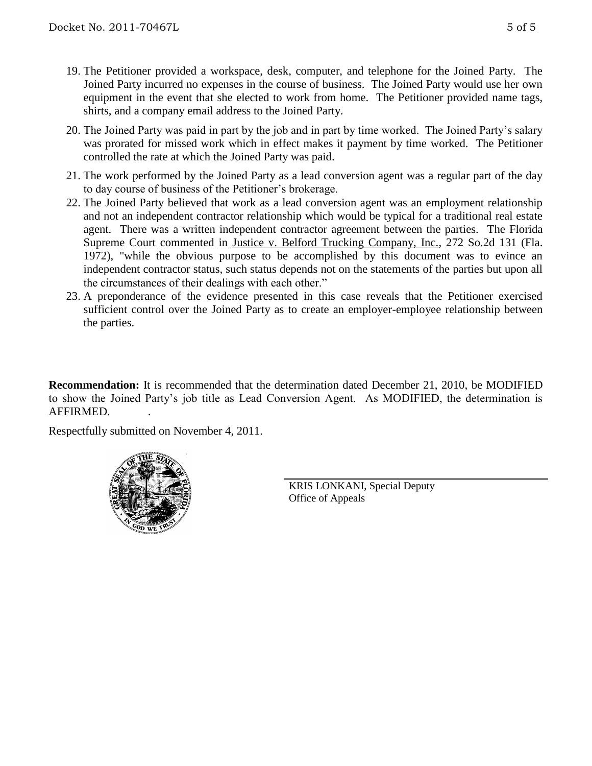19. The Petitioner provided a workspace, desk, computer, and telephone for the Joined Party. The Joined Party incurred no expenses in the course of business. The Joined Party would use her own equipment in the event that she elected to work from home. The Petitioner provided name tags, shirts, and a company email address to the Joined Party.
20. The Joined Party was paid in part by the job and in part by time worked. The Joined Party's salary was prorated for missed work which in effect makes it payment by time worked. The Petitioner controlled the rate at which the Joined Party was paid.
21. The work performed by the Joined Party as a lead conversion agent was a regular part of the day to day course of business of the Petitioner's brokerage.
22. The Joined Party believed that work as a lead conversion agent was an employment relationship and not an independent contractor relationship which would be typical for a traditional real estate agent. There was a written independent contractor agreement between the parties. The Florida Supreme Court commented in Justice v. Belford Trucking Company, Inc., 272 So.2d 131 (Fla. 1972), "while the obvious purpose to be accomplished by this document was to evince an independent contractor status, such status depends not on the statements of the parties but upon all the circumstances of their dealings with each other."
23. A preponderance of the evidence presented in this case reveals that the Petitioner exercised sufficient control over the Joined Party as to create an employer-employee relationship between the parties.

**Recommendation:** It is recommended that the determination dated December 21, 2010, be MODIFIED to show the Joined Party's job title as Lead Conversion Agent. As MODIFIED, the determination is AFFIRMED. .

Respectfully submitted on November 4, 2011.

KRIS LONKANI, Special Deputy
Office of Appeals